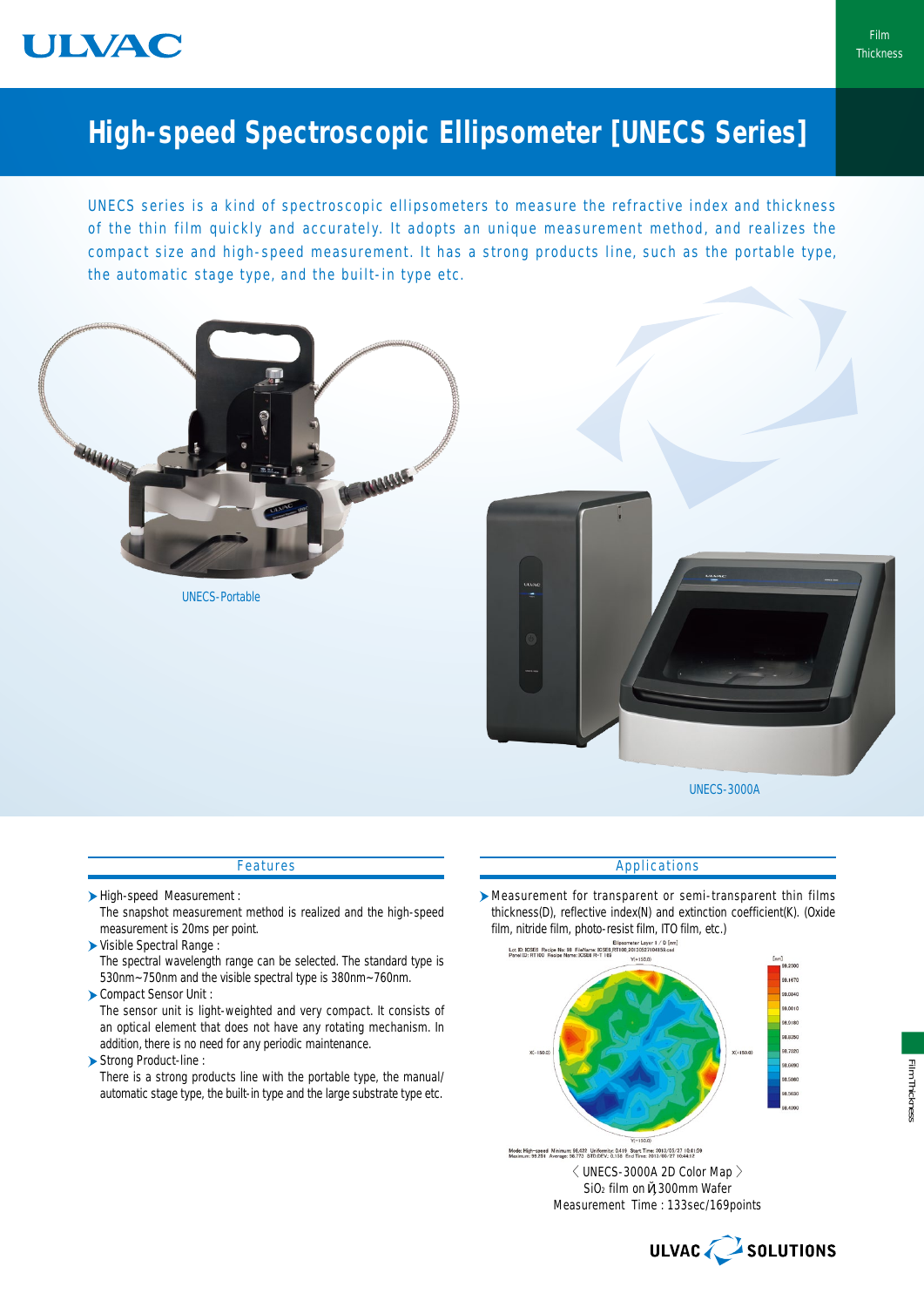# High-speed Spectroscopic Ellipsometer [UNECS Series]

UNECS series is a kind of spectroscopic ellipsometers to measure the refractive index and thickness of the thin film quickly and accurately. It adopts an unique measurement method, and realizes the compact size and high-speed measurement. It has a strong products line, such as the portable type, the automatic stage type, and the built-in type etc.

UNECS-Portable

UNECS-3000A

## Features

- High-speed Measurement :
  The snapshot measurement method is realized and the high-speed measurement is 20ms per point.
- Visible Spectral Range :
  The spectral wavelength range can be selected. The standard type is 530nm~750nm and the visible spectral type is 380nm~760nm.
- Compact Sensor Unit :
  The sensor unit is light-weighted and very compact. It consists of an optical element that does not have any rotating mechanism. In addition, there is no need for any periodic maintenance.
- Strong Product-line :
  There is a strong products line with the portable type, the manual/automatic stage type, the built-in type and the large substrate type etc.

## Applications

- Measurement for transparent or semi-transparent thin films thickness(D), reflective index(N) and extinction coefficient(K). (Oxide film, nitride film, photo-resist film, ITO film, etc.)

〈 UNECS-3000A 2D Color Map 〉
$SiO_2$ film on φ300mm Wafer
Measurement Time : 133sec/169points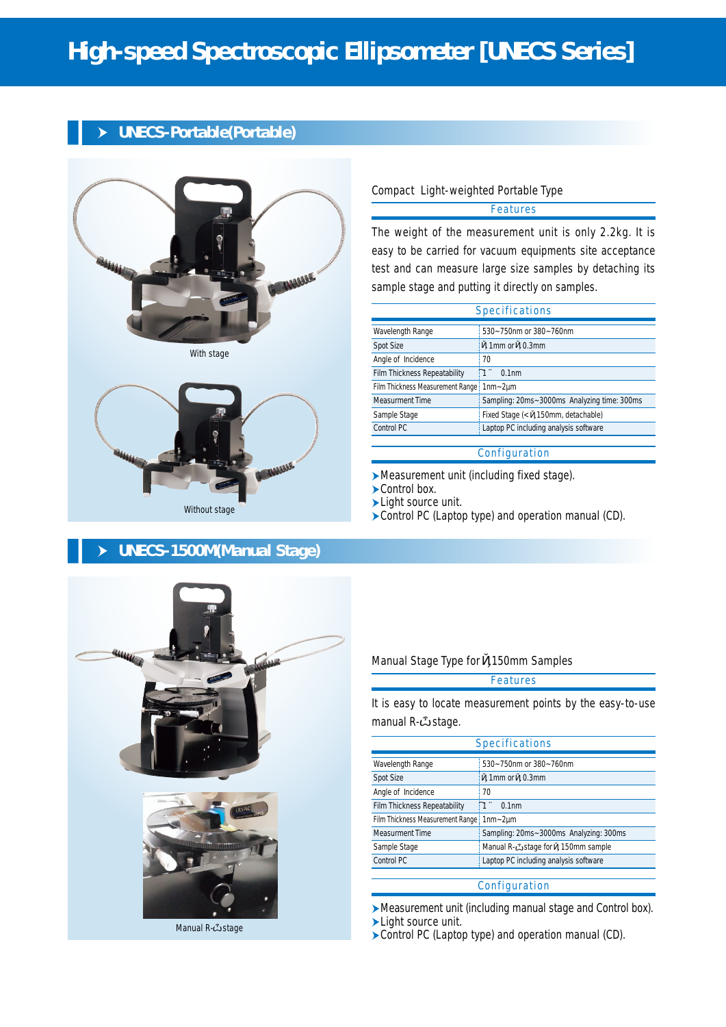# High-speed Spectroscopic Ellipsometer [UNECS Series]

## UNECS-Portable(Portable)

With stage

Without stage

Compact Light-weighted Portable Type

### Features

The weight of the measurement unit is only 2.2kg. It is easy to be carried for vacuum equipments site acceptance test and can measure large size samples by detaching its sample stage and putting it directly on samples.

### Specifications

| | |
|---|---|
| Wavelength Range | 530~750nm or 380~760nm |
| Spot Size | Ø1mm or Ø0.3mm |
| Angle of Incidence | 70 |
| Film Thickness Repeatability | 1 ¨ 0.1nm |
| Film Thickness Measurement Range | 1nm~2µm |
| Measurment Time | Sampling: 20ms~3000ms Analyzing time: 300ms |
| Sample Stage | Fixed Stage (<Ø150mm, detachable) |
| Control PC | Laptop PC including analysis software |

### Configuration

- Measurement unit (including fixed stage).
- Control box.
- Light source unit.
- Control PC (Laptop type) and operation manual (CD).

## UNECS-1500M(Manual Stage)

Manual R-θ stage

Manual Stage Type for Ø150mm Samples

### Features

It is easy to locate measurement points by the easy-to-use manual R-θ stage.

### Specifications

| | |
|---|---|
| Wavelength Range | 530~750nm or 380~760nm |
| Spot Size | Ø1mm or Ø0.3mm |
| Angle of Incidence | 70 |
| Film Thickness Repeatability | 1 ¨ 0.1nm |
| Film Thickness Measurement Range | 1nm~2µm |
| Measurment Time | Sampling: 20ms~3000ms Analyzing: 300ms |
| Sample Stage | Manual R-θ stage for Ø150mm sample |
| Control PC | Laptop PC including analysis software |

### Configuration

- Measurement unit (including manual stage and Control box).
- Light source unit.
- Control PC (Laptop type) and operation manual (CD).